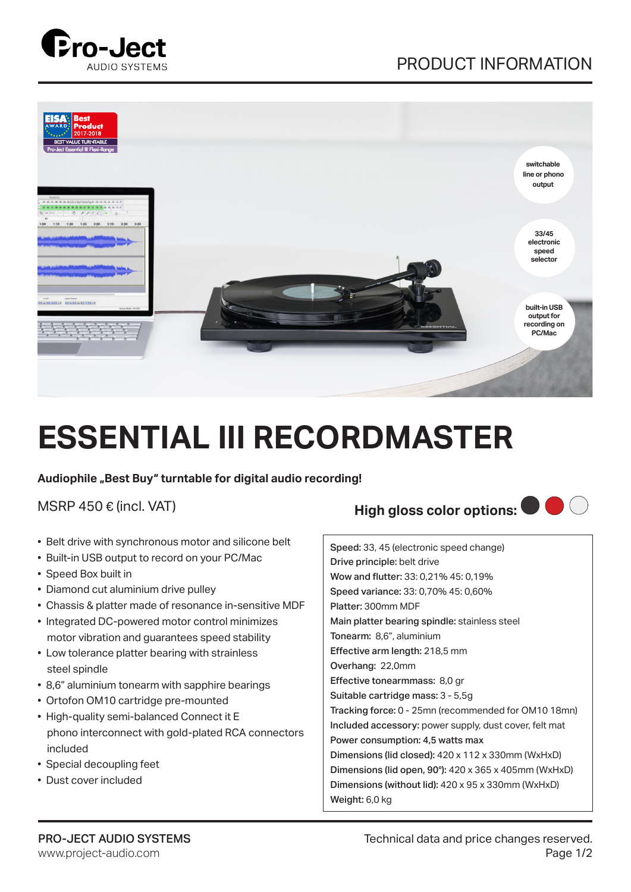# ESSENTIAL III RECORDMASTER

**Audiophile „Best Buy" turntable for digital audio recording!**

MSRP 450 € (incl. VAT)

**High gloss color options:**

- Belt drive with synchronous motor and silicone belt
- Built-in USB output to record on your PC/Mac
- Speed Box built in
- Diamond cut aluminium drive pulley
- Chassis & platter made of resonance in-sensitive MDF
- Integrated DC-powered motor control minimizes motor vibration and guarantees speed stability
- Low tolerance platter bearing with strainless steel spindle
- 8,6" aluminium tonearm with sapphire bearings
- Ortofon OM10 cartridge pre-mounted
- High-quality semi-balanced Connect it E phono interconnect with gold-plated RCA connectors included
- Special decoupling feet
- Dust cover included

**Speed:** 33, 45 (electronic speed change)
**Drive principle:** belt drive
**Wow and flutter:** 33: 0,21% 45: 0,19%
**Speed variance:** 33: 0,70% 45: 0,60%
**Platter:** 300mm MDF
**Main platter bearing spindle:** stainless steel
**Tonearm:** 8,6", aluminium
**Effective arm length:** 218,5 mm
**Overhang:** 22,0mm
**Effective tonearmmass:** 8,0 gr
**Suitable cartridge mass:** 3 - 5,5g
**Tracking force:** 0 - 25mn (recommended for OM10 18mn)
**Included accessory:** power supply, dust cover, felt mat
**Power consumption: 4,5 watts max**
**Dimensions (lid closed):** 420 x 112 x 330mm (WxHxD)
**Dimensions (lid open, 90°):** 420 x 365 x 405mm (WxHxD)
**Dimensions (without lid):** 420 x 95 x 330mm (WxHxD)
**Weight:** 6,0 kg

PRO-JECT AUDIO SYSTEMS
www.project-audio.com

Technical data and price changes reserved.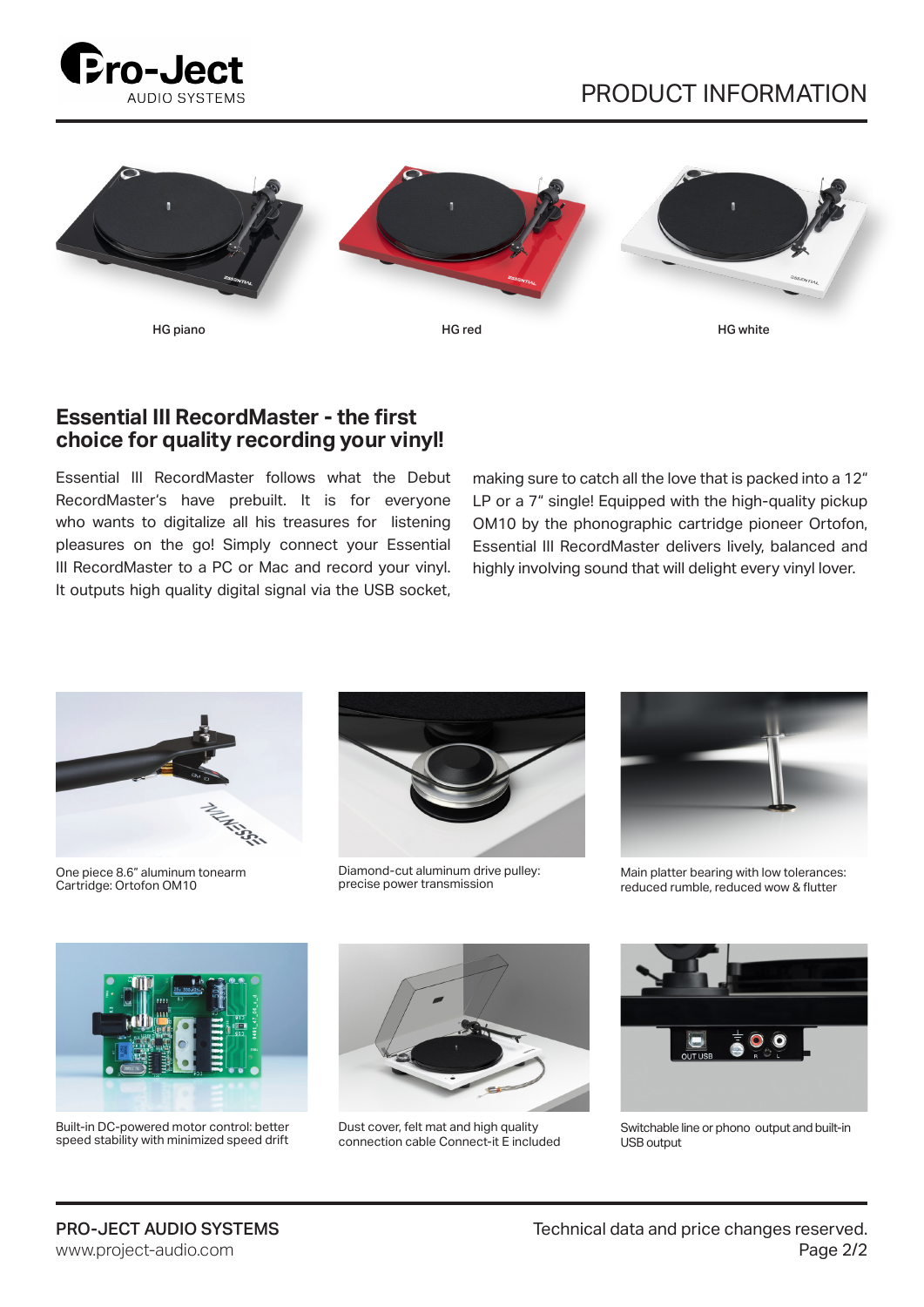HG piano

HG red

HG white

## Essential III RecordMaster - the first choice for quality recording your vinyl!

Essential III RecordMaster follows what the Debut RecordMaster's have prebuilt. It is for everyone who wants to digitalize all his treasures for listening pleasures on the go! Simply connect your Essential III RecordMaster to a PC or Mac and record your vinyl. It outputs high quality digital signal via the USB socket, making sure to catch all the love that is packed into a 12" LP or a 7" single! Equipped with the high-quality pickup OM10 by the phonographic cartridge pioneer Ortofon, Essential III RecordMaster delivers lively, balanced and highly involving sound that will delight every vinyl lover.

One piece 8.6" aluminum tonearm
Cartridge: Ortofon OM10

Diamond-cut aluminum drive pulley: precise power transmission

Main platter bearing with low tolerances: reduced rumble, reduced wow & flutter

Built-in DC-powered motor control: better speed stability with minimized speed drift

Dust cover, felt mat and high quality connection cable Connect-it E included

Switchable line or phono output and built-in USB output

**PRO-JECT AUDIO SYSTEMS**
www.project-audio.com

Technical data and price changes reserved.